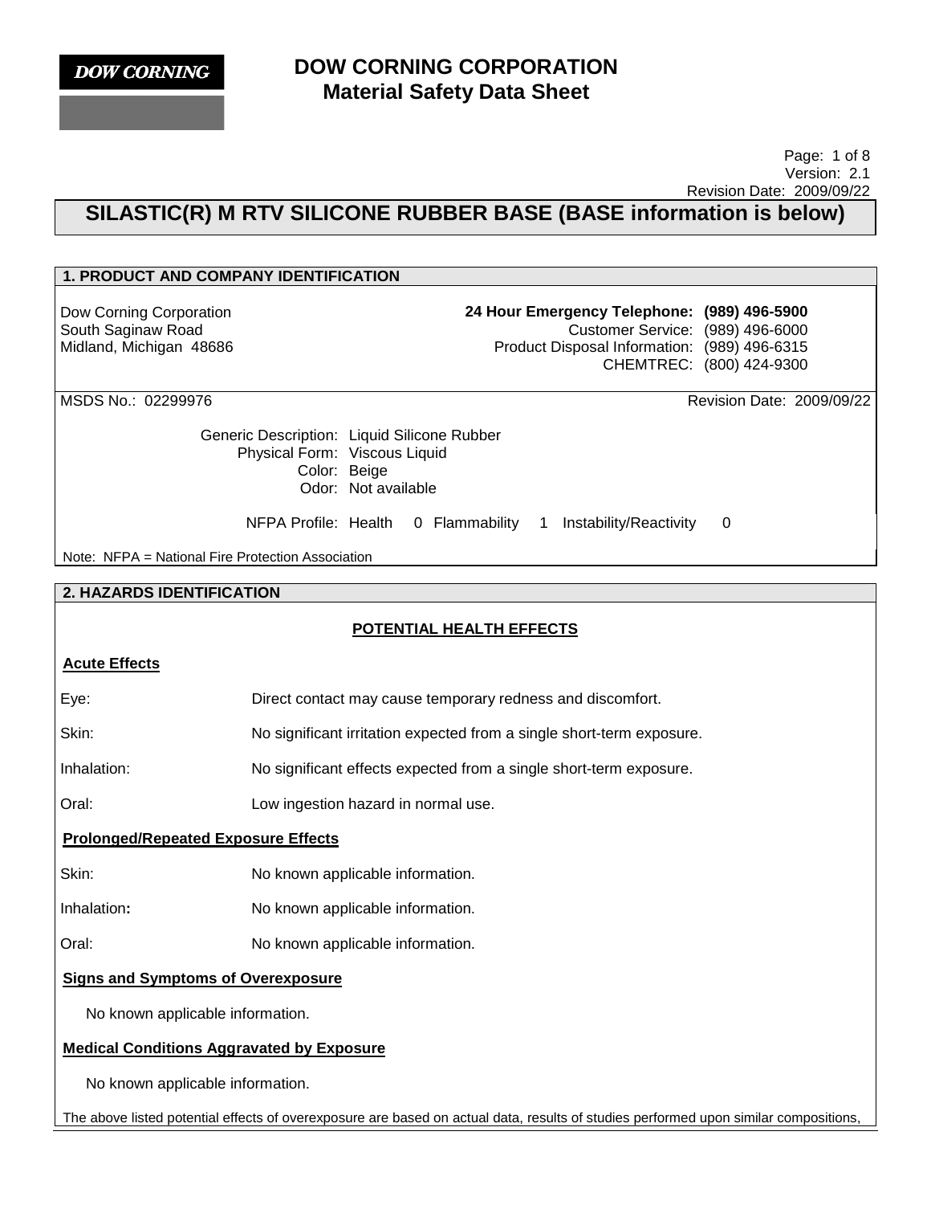**DOW CORNING**

# DOW CORNING CORPORATION
# Material Safety Data Sheet

Version: 2.1
Revision Date: 2009/09/22

## SILASTIC(R) M RTV SILICONE RUBBER BASE (BASE information is below)

### 1. PRODUCT AND COMPANY IDENTIFICATION

Dow Corning Corporation
South Saginaw Road
Midland, Michigan 48686

**24 Hour Emergency Telephone: (989) 496-5900**
Customer Service: (989) 496-6000
Product Disposal Information: (989) 496-6315
CHEMTREC: (800) 424-9300

MSDS No.: 02299976
Revision Date: 2009/09/22

Generic Description: Liquid Silicone Rubber
Physical Form: Viscous Liquid
Color: Beige
Odor: Not available

NFPA Profile: Health 0 Flammability 1 Instability/Reactivity 0

Note: NFPA = National Fire Protection Association

### 2. HAZARDS IDENTIFICATION

#### POTENTIAL HEALTH EFFECTS

**Acute Effects**

Eye: Direct contact may cause temporary redness and discomfort.

Skin: No significant irritation expected from a single short-term exposure.

Inhalation: No significant effects expected from a single short-term exposure.

Oral: Low ingestion hazard in normal use.

**Prolonged/Repeated Exposure Effects**

Skin: No known applicable information.

Inhalation: No known applicable information.

Oral: No known applicable information.

**Signs and Symptoms of Overexposure**

No known applicable information.

**Medical Conditions Aggravated by Exposure**

No known applicable information.

The above listed potential effects of overexposure are based on actual data, results of studies performed upon similar compositions,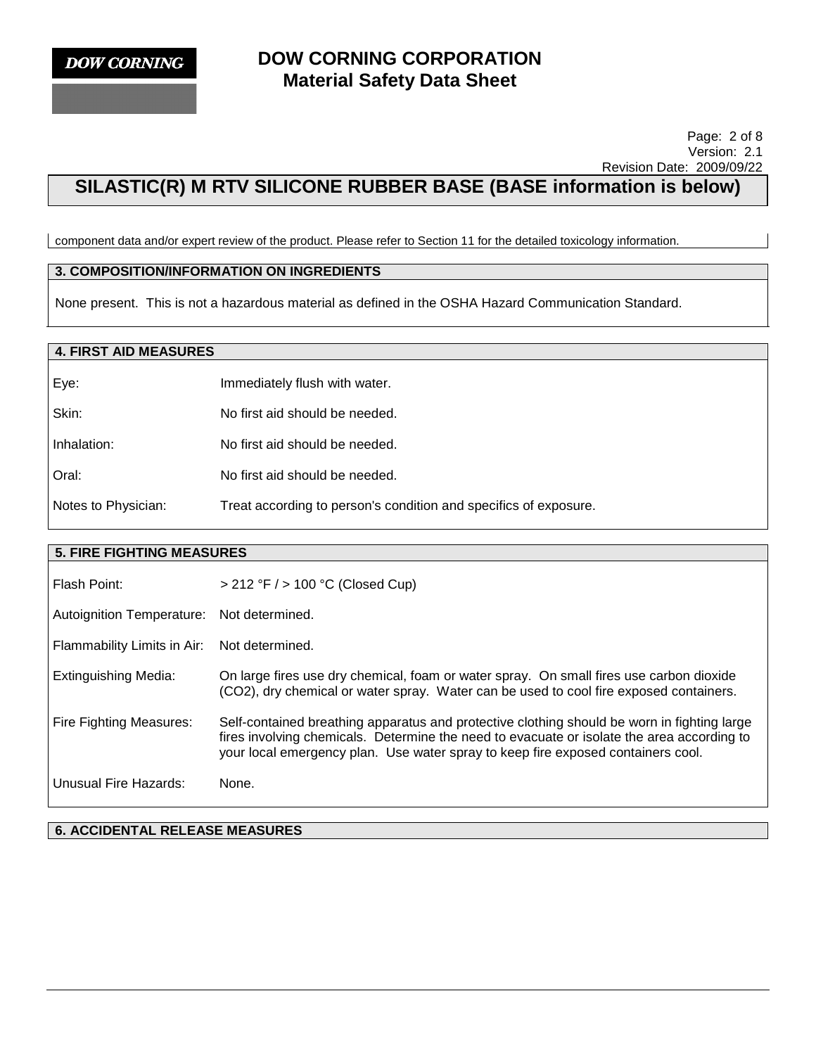component data and/or expert review of the product. Please refer to Section 11 for the detailed toxicology information.

## 3. COMPOSITION/INFORMATION ON INGREDIENTS

None present. This is not a hazardous material as defined in the OSHA Hazard Communication Standard.

## 4. FIRST AID MEASURES

| | |
|---|---|
| Eye: | Immediately flush with water. |
| Skin: | No first aid should be needed. |
| Inhalation: | No first aid should be needed. |
| Oral: | No first aid should be needed. |
| Notes to Physician: | Treat according to person's condition and specifics of exposure. |

## 5. FIRE FIGHTING MEASURES

| | |
|---|---|
| Flash Point: | > 212 °F / > 100 °C (Closed Cup) |
| Autoignition Temperature: | Not determined. |
| Flammability Limits in Air: | Not determined. |
| Extinguishing Media: | On large fires use dry chemical, foam or water spray. On small fires use carbon dioxide (CO2), dry chemical or water spray. Water can be used to cool fire exposed containers. |
| Fire Fighting Measures: | Self-contained breathing apparatus and protective clothing should be worn in fighting large fires involving chemicals. Determine the need to evacuate or isolate the area according to your local emergency plan. Use water spray to keep fire exposed containers cool. |
| Unusual Fire Hazards: | None. |

## 6. ACCIDENTAL RELEASE MEASURES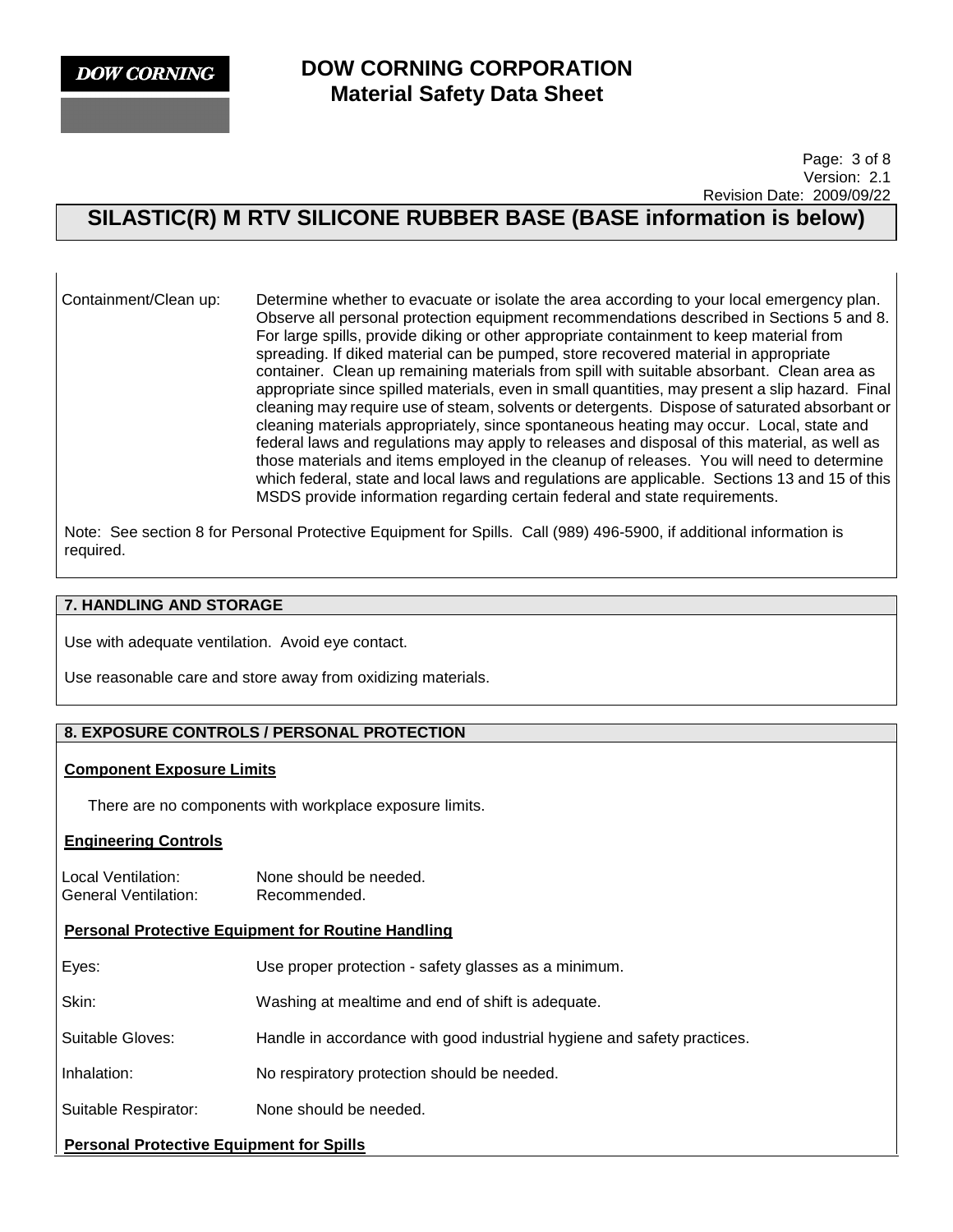| | |
|---|---|
| Containment/Clean up: | Determine whether to evacuate or isolate the area according to your local emergency plan. Observe all personal protection equipment recommendations described in Sections 5 and 8. For large spills, provide diking or other appropriate containment to keep material from spreading. If diked material can be pumped, store recovered material in appropriate container. Clean up remaining materials from spill with suitable absorbant. Clean area as appropriate since spilled materials, even in small quantities, may present a slip hazard. Final cleaning may require use of steam, solvents or detergents. Dispose of saturated absorbant or cleaning materials appropriately, since spontaneous heating may occur. Local, state and federal laws and regulations may apply to releases and disposal of this material, as well as those materials and items employed in the cleanup of releases. You will need to determine which federal, state and local laws and regulations are applicable. Sections 13 and 15 of this MSDS provide information regarding certain federal and state requirements. |

Note: See section 8 for Personal Protective Equipment for Spills. Call (989) 496-5900, if additional information is required.

## 7. HANDLING AND STORAGE

Use with adequate ventilation. Avoid eye contact.

Use reasonable care and store away from oxidizing materials.

## 8. EXPOSURE CONTROLS / PERSONAL PROTECTION

**Component Exposure Limits**

There are no components with workplace exposure limits.

**Engineering Controls**

| | |
|---|---|
| Local Ventilation: | None should be needed. |
| General Ventilation: | Recommended. |

**Personal Protective Equipment for Routine Handling**

| | |
|---|---|
| Eyes: | Use proper protection - safety glasses as a minimum. |
| Skin: | Washing at mealtime and end of shift is adequate. |
| Suitable Gloves: | Handle in accordance with good industrial hygiene and safety practices. |
| Inhalation: | No respiratory protection should be needed. |
| Suitable Respirator: | None should be needed. |

**Personal Protective Equipment for Spills**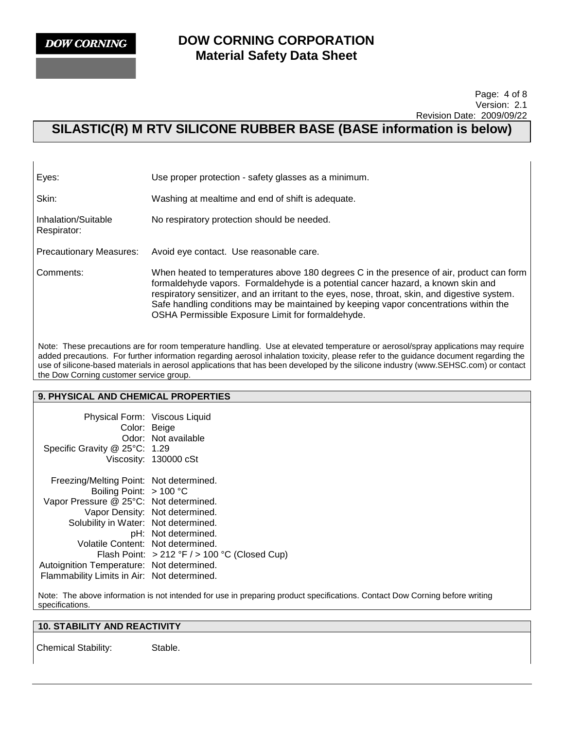## SILASTIC(R) M RTV SILICONE RUBBER BASE (BASE information is below)

| | |
|---|---|
| Eyes: | Use proper protection - safety glasses as a minimum. |
| Skin: | Washing at mealtime and end of shift is adequate. |
| Inhalation/Suitable Respirator: | No respiratory protection should be needed. |
| Precautionary Measures: | Avoid eye contact. Use reasonable care. |
| Comments: | When heated to temperatures above 180 degrees C in the presence of air, product can form formaldehyde vapors. Formaldehyde is a potential cancer hazard, a known skin and respiratory sensitizer, and an irritant to the eyes, nose, throat, skin, and digestive system. Safe handling conditions may be maintained by keeping vapor concentrations within the OSHA Permissible Exposure Limit for formaldehyde. |

Note: These precautions are for room temperature handling. Use at elevated temperature or aerosol/spray applications may require added precautions. For further information regarding aerosol inhalation toxicity, please refer to the guidance document regarding the use of silicone-based materials in aerosol applications that has been developed by the silicone industry (www.SEHSC.com) or contact the Dow Corning customer service group.

### 9. PHYSICAL AND CHEMICAL PROPERTIES

| | |
|---|---|
| Physical Form: | Viscous Liquid |
| Color: | Beige |
| Odor: | Not available |
| Specific Gravity @ 25°C: | 1.29 |
| Viscosity: | 130000 cSt |
| Freezing/Melting Point: | Not determined. |
| Boiling Point: | > 100 °C |
| Vapor Pressure @ 25°C: | Not determined. |
| Vapor Density: | Not determined. |
| Solubility in Water: | Not determined. |
| pH: | Not determined. |
| Volatile Content: | Not determined. |
| Flash Point: | > 212 °F / > 100 °C (Closed Cup) |
| Autoignition Temperature: | Not determined. |
| Flammability Limits in Air: | Not determined. |

Note: The above information is not intended for use in preparing product specifications. Contact Dow Corning before writing specifications.

### 10. STABILITY AND REACTIVITY

Chemical Stability: Stable.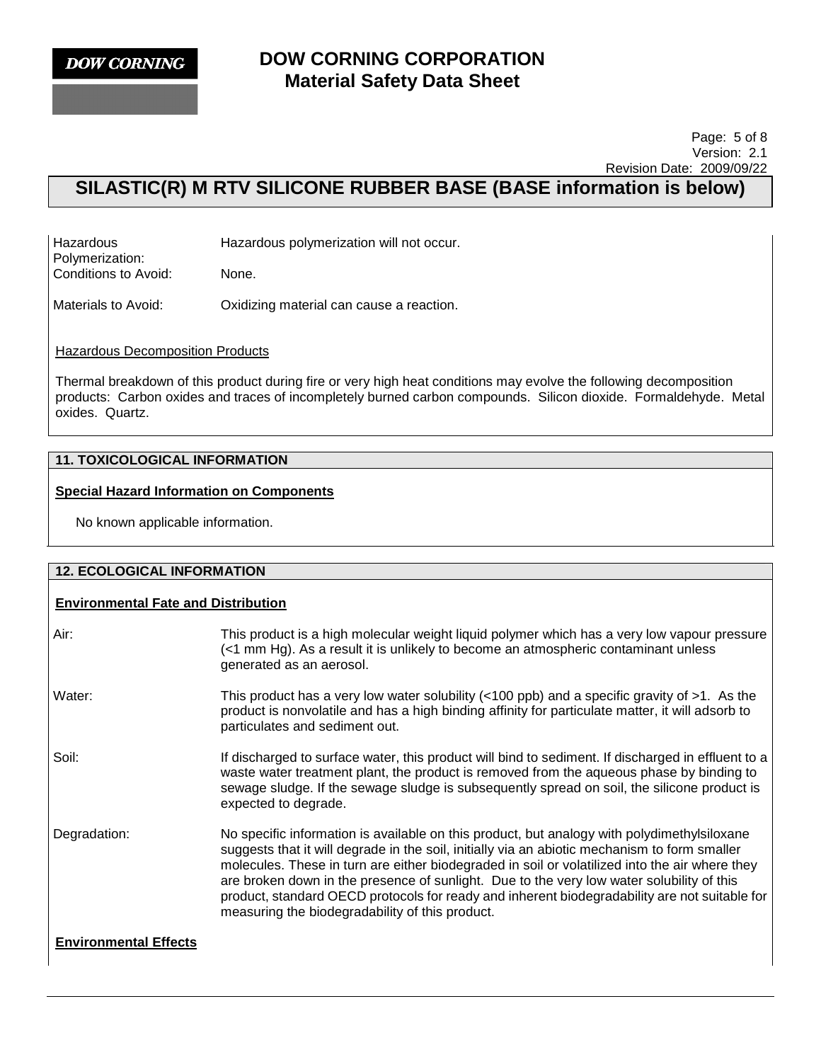| | |
|---|---|
| Hazardous Polymerization: | Hazardous polymerization will not occur. |
| Conditions to Avoid: | None. |
| Materials to Avoid: | Oxidizing material can cause a reaction. |

Hazardous Decomposition Products

Thermal breakdown of this product during fire or very high heat conditions may evolve the following decomposition products: Carbon oxides and traces of incompletely burned carbon compounds. Silicon dioxide. Formaldehyde. Metal oxides. Quartz.

## 11. TOXICOLOGICAL INFORMATION

**Special Hazard Information on Components**

No known applicable information.

## 12. ECOLOGICAL INFORMATION

**Environmental Fate and Distribution**

| | |
|---|---|
| Air: | This product is a high molecular weight liquid polymer which has a very low vapour pressure (<1 mm Hg). As a result it is unlikely to become an atmospheric contaminant unless generated as an aerosol. |
| Water: | This product has a very low water solubility (<100 ppb) and a specific gravity of >1. As the product is nonvolatile and has a high binding affinity for particulate matter, it will adsorb to particulates and sediment out. |
| Soil: | If discharged to surface water, this product will bind to sediment. If discharged in effluent to a waste water treatment plant, the product is removed from the aqueous phase by binding to sewage sludge. If the sewage sludge is subsequently spread on soil, the silicone product is expected to degrade. |
| Degradation: | No specific information is available on this product, but analogy with polydimethylsiloxane suggests that it will degrade in the soil, initially via an abiotic mechanism to form smaller molecules. These in turn are either biodegraded in soil or volatilized into the air where they are broken down in the presence of sunlight. Due to the very low water solubility of this product, standard OECD protocols for ready and inherent biodegradability are not suitable for measuring the biodegradability of this product. |

**Environmental Effects**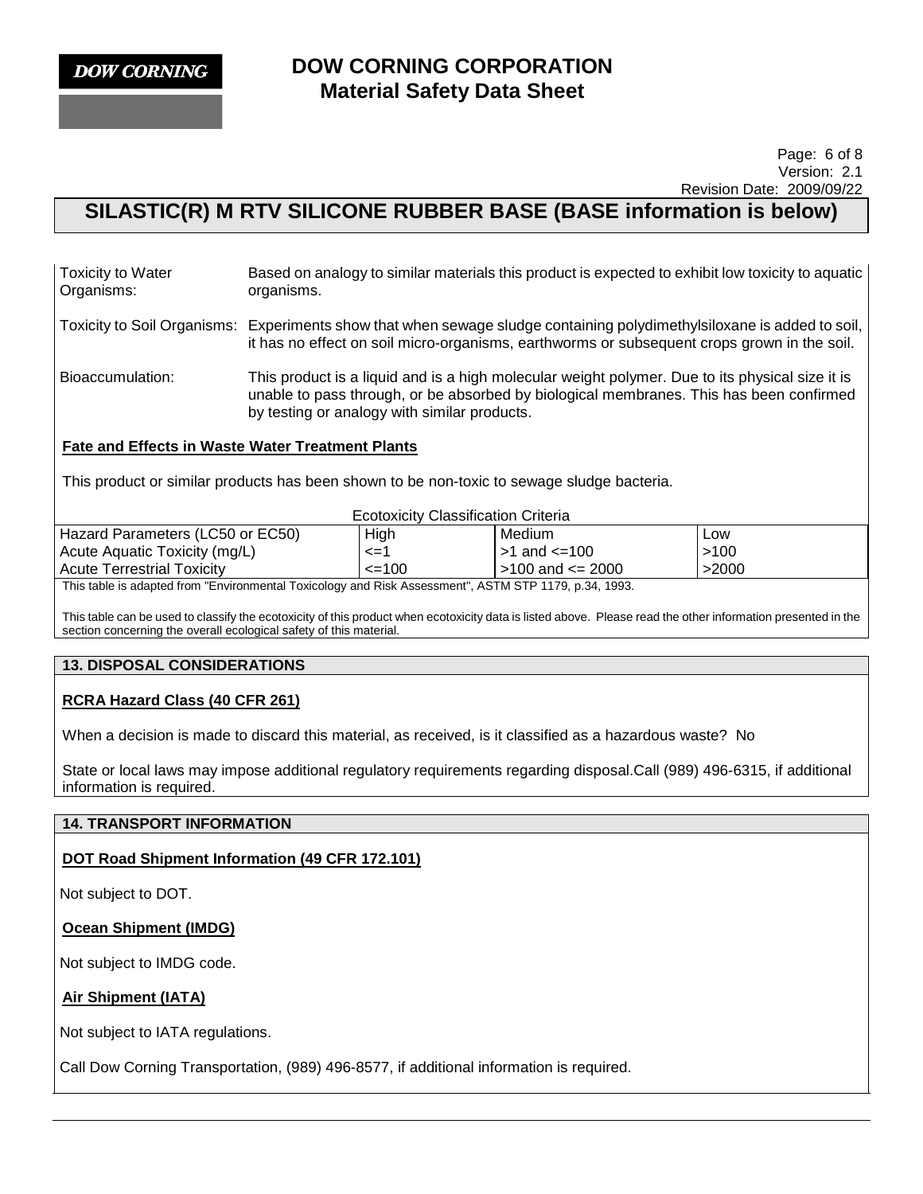| | |
|---|---|
| Toxicity to Water Organisms: | Based on analogy to similar materials this product is expected to exhibit low toxicity to aquatic organisms. |
| Toxicity to Soil Organisms: | Experiments show that when sewage sludge containing polydimethylsiloxane is added to soil, it has no effect on soil micro-organisms, earthworms or subsequent crops grown in the soil. |
| Bioaccumulation: | This product is a liquid and is a high molecular weight polymer. Due to its physical size it is unable to pass through, or be absorbed by biological membranes. This has been confirmed by testing or analogy with similar products. |

**Fate and Effects in Waste Water Treatment Plants**

This product or similar products has been shown to be non-toxic to sewage sludge bacteria.

Ecotoxicity Classification Criteria

| Hazard Parameters (LC50 or EC50) | High | Medium | Low |
|---|---|---|---|
| Acute Aquatic Toxicity (mg/L) | <=1 | >1 and <=100 | >100 |
| Acute Terrestrial Toxicity | <=100 | >100 and <= 2000 | >2000 |

This table is adapted from "Environmental Toxicology and Risk Assessment", ASTM STP 1179, p.34, 1993.

This table can be used to classify the ecotoxicity of this product when ecotoxicity data is listed above. Please read the other information presented in the section concerning the overall ecological safety of this material.

## 13. DISPOSAL CONSIDERATIONS

**RCRA Hazard Class (40 CFR 261)**

When a decision is made to discard this material, as received, is it classified as a hazardous waste? No

State or local laws may impose additional regulatory requirements regarding disposal.Call (989) 496-6315, if additional information is required.

## 14. TRANSPORT INFORMATION

**DOT Road Shipment Information (49 CFR 172.101)**

Not subject to DOT.

**Ocean Shipment (IMDG)**

Not subject to IMDG code.

**Air Shipment (IATA)**

Not subject to IATA regulations.

Call Dow Corning Transportation, (989) 496-8577, if additional information is required.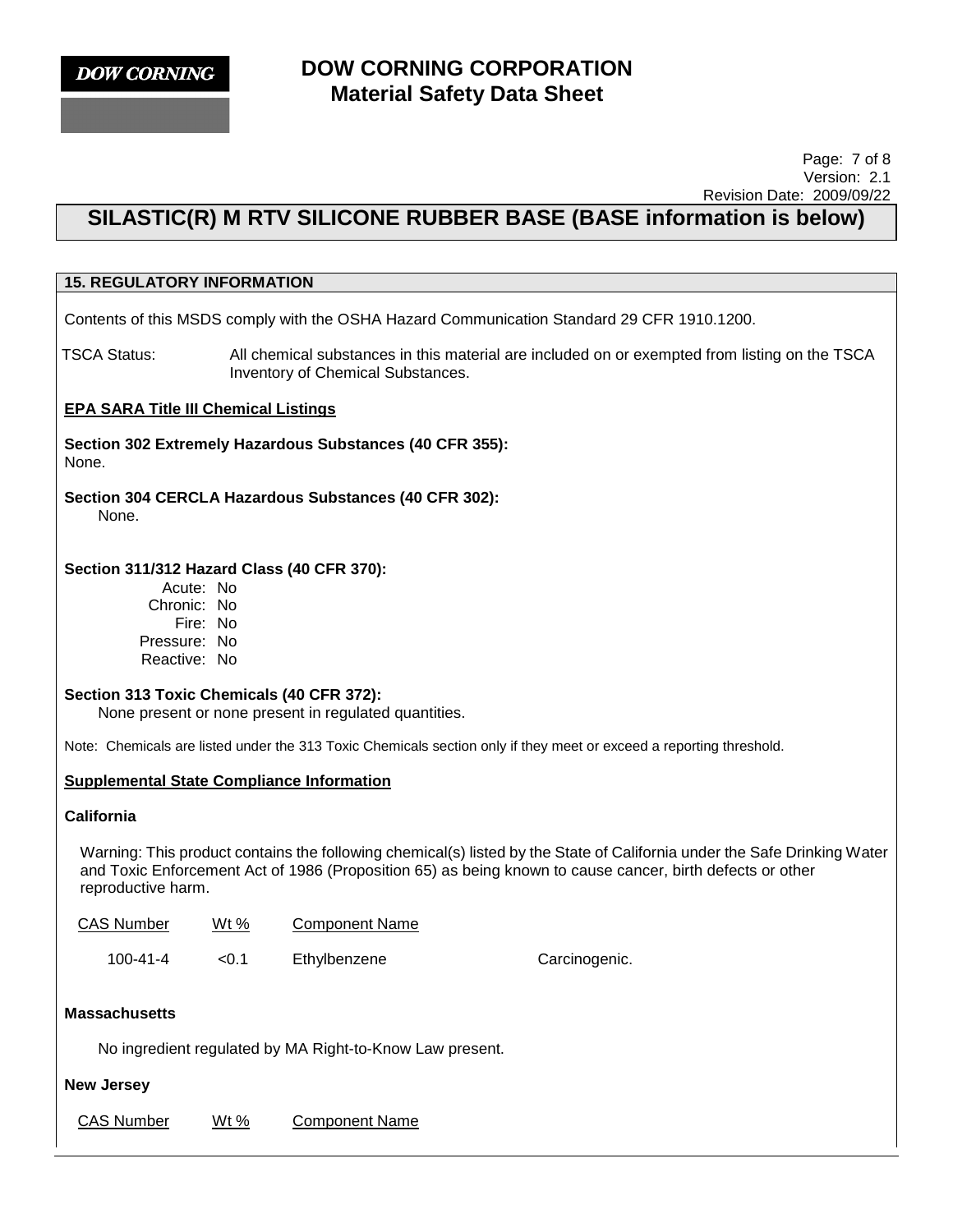## 15. REGULATORY INFORMATION

Contents of this MSDS comply with the OSHA Hazard Communication Standard 29 CFR 1910.1200.

TSCA Status: All chemical substances in this material are included on or exempted from listing on the TSCA Inventory of Chemical Substances.

**EPA SARA Title III Chemical Listings**

**Section 302 Extremely Hazardous Substances (40 CFR 355):**
None.

**Section 304 CERCLA Hazardous Substances (40 CFR 302):**
None.

**Section 311/312 Hazard Class (40 CFR 370):**

Acute: No
Chronic: No
Fire: No
Pressure: No
Reactive: No

**Section 313 Toxic Chemicals (40 CFR 372):**
None present or none present in regulated quantities.

Note: Chemicals are listed under the 313 Toxic Chemicals section only if they meet or exceed a reporting threshold.

**Supplemental State Compliance Information**

**California**

Warning: This product contains the following chemical(s) listed by the State of California under the Safe Drinking Water and Toxic Enforcement Act of 1986 (Proposition 65) as being known to cause cancer, birth defects or other reproductive harm.

| CAS Number | Wt % | Component Name | |
|---|---|---|---|
| 100-41-4 | <0.1 | Ethylbenzene | Carcinogenic. |

**Massachusetts**

No ingredient regulated by MA Right-to-Know Law present.

**New Jersey**

| CAS Number | Wt % | Component Name |
|---|---|---|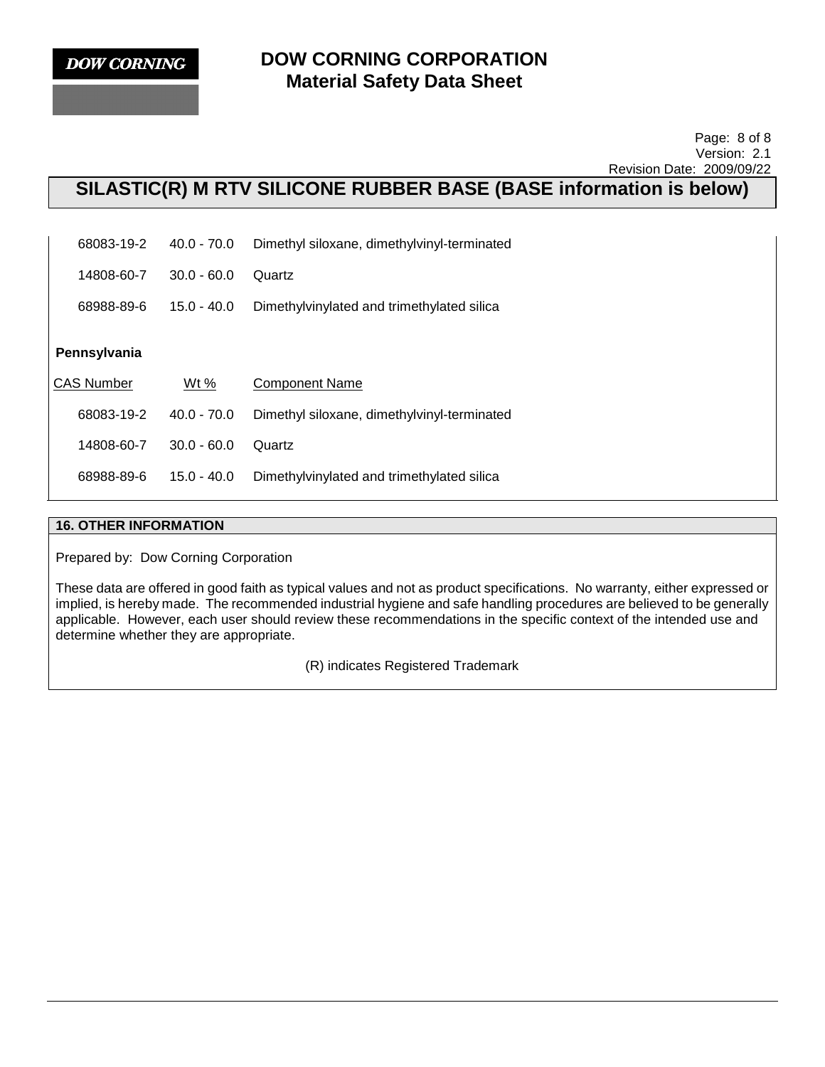| | | |
|---|---|---|
| 68083-19-2 | 40.0 - 70.0 | Dimethyl siloxane, dimethylvinyl-terminated |
| 14808-60-7 | 30.0 - 60.0 | Quartz |
| 68988-89-6 | 15.0 - 40.0 | Dimethylvinylated and trimethylated silica |

**Pennsylvania**

| CAS Number | Wt % | Component Name |
|---|---|---|
| 68083-19-2 | 40.0 - 70.0 | Dimethyl siloxane, dimethylvinyl-terminated |
| 14808-60-7 | 30.0 - 60.0 | Quartz |
| 68988-89-6 | 15.0 - 40.0 | Dimethylvinylated and trimethylated silica |

## 16. OTHER INFORMATION

Prepared by: Dow Corning Corporation

These data are offered in good faith as typical values and not as product specifications. No warranty, either expressed or implied, is hereby made. The recommended industrial hygiene and safe handling procedures are believed to be generally applicable. However, each user should review these recommendations in the specific context of the intended use and determine whether they are appropriate.

(R) indicates Registered Trademark